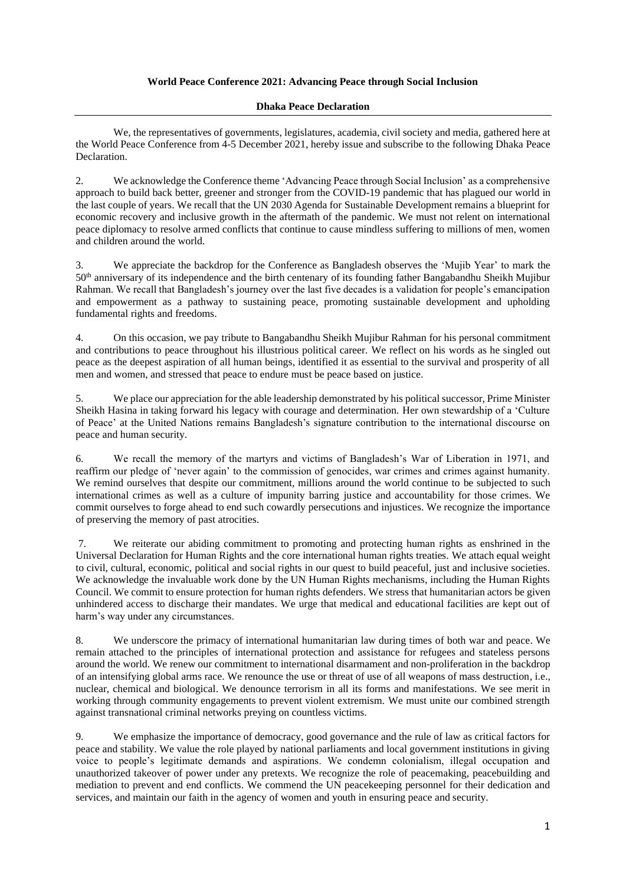**World Peace Conference 2021: Advancing Peace through Social Inclusion**

**Dhaka Peace Declaration**

---

We, the representatives of governments, legislatures, academia, civil society and media, gathered here at the World Peace Conference from 4-5 December 2021, hereby issue and subscribe to the following Dhaka Peace Declaration.

2. We acknowledge the Conference theme 'Advancing Peace through Social Inclusion' as a comprehensive approach to build back better, greener and stronger from the COVID-19 pandemic that has plagued our world in the last couple of years. We recall that the UN 2030 Agenda for Sustainable Development remains a blueprint for economic recovery and inclusive growth in the aftermath of the pandemic. We must not relent on international peace diplomacy to resolve armed conflicts that continue to cause mindless suffering to millions of men, women and children around the world.

3. We appreciate the backdrop for the Conference as Bangladesh observes the 'Mujib Year' to mark the 50th anniversary of its independence and the birth centenary of its founding father Bangabandhu Sheikh Mujibur Rahman. We recall that Bangladesh's journey over the last five decades is a validation for people's emancipation and empowerment as a pathway to sustaining peace, promoting sustainable development and upholding fundamental rights and freedoms.

4. On this occasion, we pay tribute to Bangabandhu Sheikh Mujibur Rahman for his personal commitment and contributions to peace throughout his illustrious political career. We reflect on his words as he singled out peace as the deepest aspiration of all human beings, identified it as essential to the survival and prosperity of all men and women, and stressed that peace to endure must be peace based on justice.

5. We place our appreciation for the able leadership demonstrated by his political successor, Prime Minister Sheikh Hasina in taking forward his legacy with courage and determination. Her own stewardship of a 'Culture of Peace' at the United Nations remains Bangladesh's signature contribution to the international discourse on peace and human security.

6. We recall the memory of the martyrs and victims of Bangladesh's War of Liberation in 1971, and reaffirm our pledge of 'never again' to the commission of genocides, war crimes and crimes against humanity. We remind ourselves that despite our commitment, millions around the world continue to be subjected to such international crimes as well as a culture of impunity barring justice and accountability for those crimes. We commit ourselves to forge ahead to end such cowardly persecutions and injustices. We recognize the importance of preserving the memory of past atrocities.

7. We reiterate our abiding commitment to promoting and protecting human rights as enshrined in the Universal Declaration for Human Rights and the core international human rights treaties. We attach equal weight to civil, cultural, economic, political and social rights in our quest to build peaceful, just and inclusive societies. We acknowledge the invaluable work done by the UN Human Rights mechanisms, including the Human Rights Council. We commit to ensure protection for human rights defenders. We stress that humanitarian actors be given unhindered access to discharge their mandates. We urge that medical and educational facilities are kept out of harm's way under any circumstances.

8. We underscore the primacy of international humanitarian law during times of both war and peace. We remain attached to the principles of international protection and assistance for refugees and stateless persons around the world. We renew our commitment to international disarmament and non-proliferation in the backdrop of an intensifying global arms race. We renounce the use or threat of use of all weapons of mass destruction, i.e., nuclear, chemical and biological. We denounce terrorism in all its forms and manifestations. We see merit in working through community engagements to prevent violent extremism. We must unite our combined strength against transnational criminal networks preying on countless victims.

9. We emphasize the importance of democracy, good governance and the rule of law as critical factors for peace and stability. We value the role played by national parliaments and local government institutions in giving voice to people's legitimate demands and aspirations. We condemn colonialism, illegal occupation and unauthorized takeover of power under any pretexts. We recognize the role of peacemaking, peacebuilding and mediation to prevent and end conflicts. We commend the UN peacekeeping personnel for their dedication and services, and maintain our faith in the agency of women and youth in ensuring peace and security.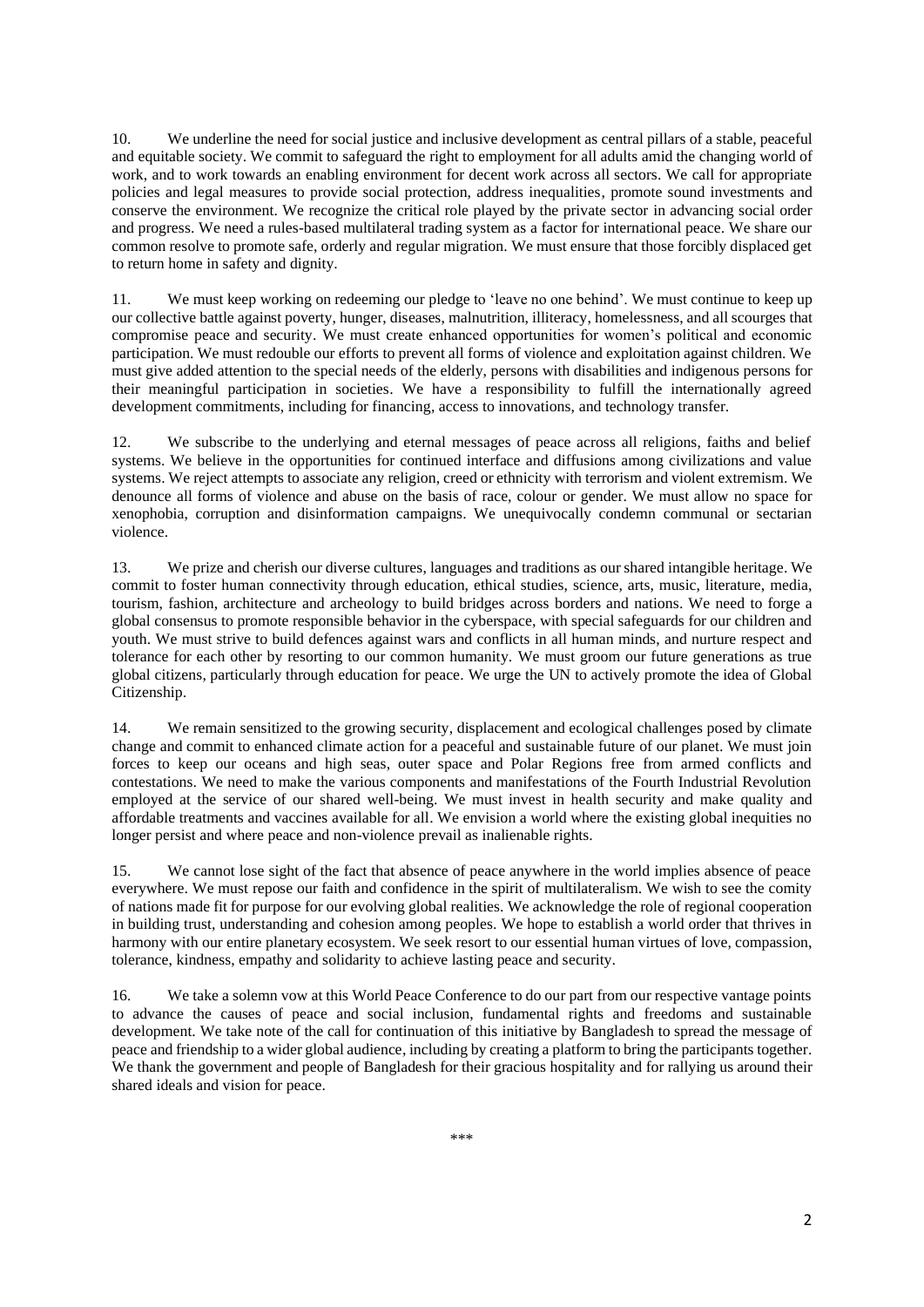10. We underline the need for social justice and inclusive development as central pillars of a stable, peaceful and equitable society. We commit to safeguard the right to employment for all adults amid the changing world of work, and to work towards an enabling environment for decent work across all sectors. We call for appropriate policies and legal measures to provide social protection, address inequalities, promote sound investments and conserve the environment. We recognize the critical role played by the private sector in advancing social order and progress. We need a rules-based multilateral trading system as a factor for international peace. We share our common resolve to promote safe, orderly and regular migration. We must ensure that those forcibly displaced get to return home in safety and dignity.

11. We must keep working on redeeming our pledge to 'leave no one behind'. We must continue to keep up our collective battle against poverty, hunger, diseases, malnutrition, illiteracy, homelessness, and all scourges that compromise peace and security. We must create enhanced opportunities for women's political and economic participation. We must redouble our efforts to prevent all forms of violence and exploitation against children. We must give added attention to the special needs of the elderly, persons with disabilities and indigenous persons for their meaningful participation in societies. We have a responsibility to fulfill the internationally agreed development commitments, including for financing, access to innovations, and technology transfer.

12. We subscribe to the underlying and eternal messages of peace across all religions, faiths and belief systems. We believe in the opportunities for continued interface and diffusions among civilizations and value systems. We reject attempts to associate any religion, creed or ethnicity with terrorism and violent extremism. We denounce all forms of violence and abuse on the basis of race, colour or gender. We must allow no space for xenophobia, corruption and disinformation campaigns. We unequivocally condemn communal or sectarian violence.

13. We prize and cherish our diverse cultures, languages and traditions as our shared intangible heritage. We commit to foster human connectivity through education, ethical studies, science, arts, music, literature, media, tourism, fashion, architecture and archeology to build bridges across borders and nations. We need to forge a global consensus to promote responsible behavior in the cyberspace, with special safeguards for our children and youth. We must strive to build defences against wars and conflicts in all human minds, and nurture respect and tolerance for each other by resorting to our common humanity. We must groom our future generations as true global citizens, particularly through education for peace. We urge the UN to actively promote the idea of Global Citizenship.

14. We remain sensitized to the growing security, displacement and ecological challenges posed by climate change and commit to enhanced climate action for a peaceful and sustainable future of our planet. We must join forces to keep our oceans and high seas, outer space and Polar Regions free from armed conflicts and contestations. We need to make the various components and manifestations of the Fourth Industrial Revolution employed at the service of our shared well-being. We must invest in health security and make quality and affordable treatments and vaccines available for all. We envision a world where the existing global inequities no longer persist and where peace and non-violence prevail as inalienable rights.

15. We cannot lose sight of the fact that absence of peace anywhere in the world implies absence of peace everywhere. We must repose our faith and confidence in the spirit of multilateralism. We wish to see the comity of nations made fit for purpose for our evolving global realities. We acknowledge the role of regional cooperation in building trust, understanding and cohesion among peoples. We hope to establish a world order that thrives in harmony with our entire planetary ecosystem. We seek resort to our essential human virtues of love, compassion, tolerance, kindness, empathy and solidarity to achieve lasting peace and security.

16. We take a solemn vow at this World Peace Conference to do our part from our respective vantage points to advance the causes of peace and social inclusion, fundamental rights and freedoms and sustainable development. We take note of the call for continuation of this initiative by Bangladesh to spread the message of peace and friendship to a wider global audience, including by creating a platform to bring the participants together. We thank the government and people of Bangladesh for their gracious hospitality and for rallying us around their shared ideals and vision for peace.

\*\*\*